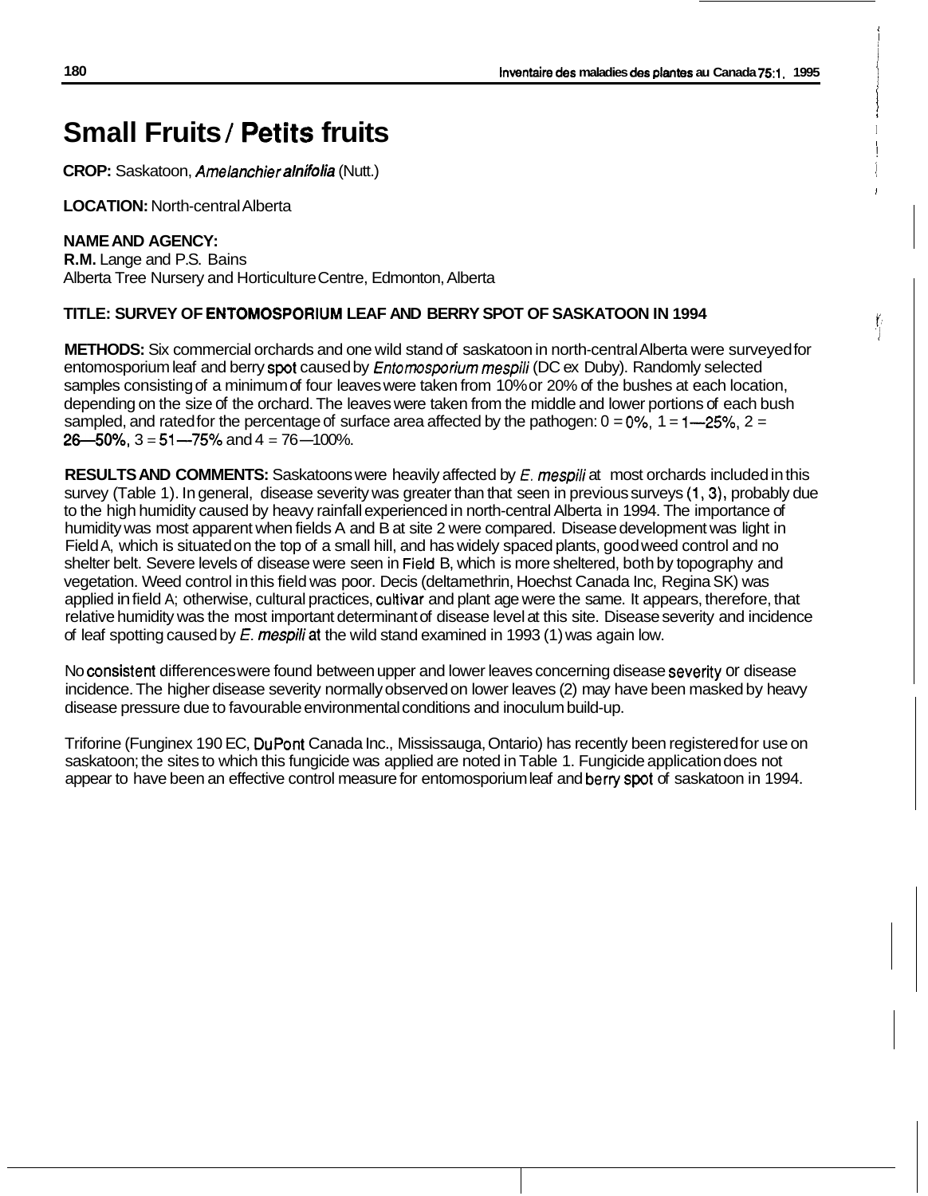# Small Fruits / Petits fruits

**CROP:** Saskatoon, *Amelanchier alnifolia* (Nutt.)

**LOCATION:** North-central Alberta

**NAME AND AGENCY:**
**R.M.** Lange and P.S. Bains
Alberta Tree Nursery and Horticulture Centre, Edmonton, Alberta

**TITLE: SURVEY OF ENTOMOSPORIUM LEAF AND BERRY SPOT OF SASKATOON IN 1994**

**METHODS:** Six commercial orchards and one wild stand of saskatoon in north-central Alberta were surveyed for entomosporium leaf and berry spot caused by *Entomosporium mespili* (DC ex Duby). Randomly selected samples consisting of a minimum of four leaves were taken from 10% or 20% of the bushes at each location, depending on the size of the orchard. The leaves were taken from the middle and lower portions of each bush sampled, and rated for the percentage of surface area affected by the pathogen: 0 = 0%, 1 = 1—25%, 2 = 26—50%, 3 = 51—75% and 4 = 76—100%.

**RESULTS AND COMMENTS:** Saskatoons were heavily affected by *E. mespili* at most orchards included in this survey (Table 1). In general, disease severity was greater than that seen in previous surveys (1, 3), probably due to the high humidity caused by heavy rainfall experienced in north-central Alberta in 1994. The importance of humidity was most apparent when fields A and B at site 2 were compared. Disease development was light in Field A, which is situated on the top of a small hill, and has widely spaced plants, good weed control and no shelter belt. Severe levels of disease were seen in Field B, which is more sheltered, both by topography and vegetation. Weed control in this field was poor. Decis (deltamethrin, Hoechst Canada Inc, Regina SK) was applied in field A; otherwise, cultural practices, cultivar and plant age were the same. It appears, therefore, that relative humidity was the most important determinant of disease level at this site. Disease severity and incidence of leaf spotting caused by *E. mespili* at the wild stand examined in 1993 (1) was again low.

No consistent differences were found between upper and lower leaves concerning disease severity or disease incidence. The higher disease severity normally observed on lower leaves (2) may have been masked by heavy disease pressure due to favourable environmental conditions and inoculum build-up.

Triforine (Funginex 190 EC, DuPont Canada Inc., Mississauga, Ontario) has recently been registered for use on saskatoon; the sites to which this fungicide was applied are noted in Table 1. Fungicide application does not appear to have been an effective control measure for entomosporium leaf and berry spot of saskatoon in 1994.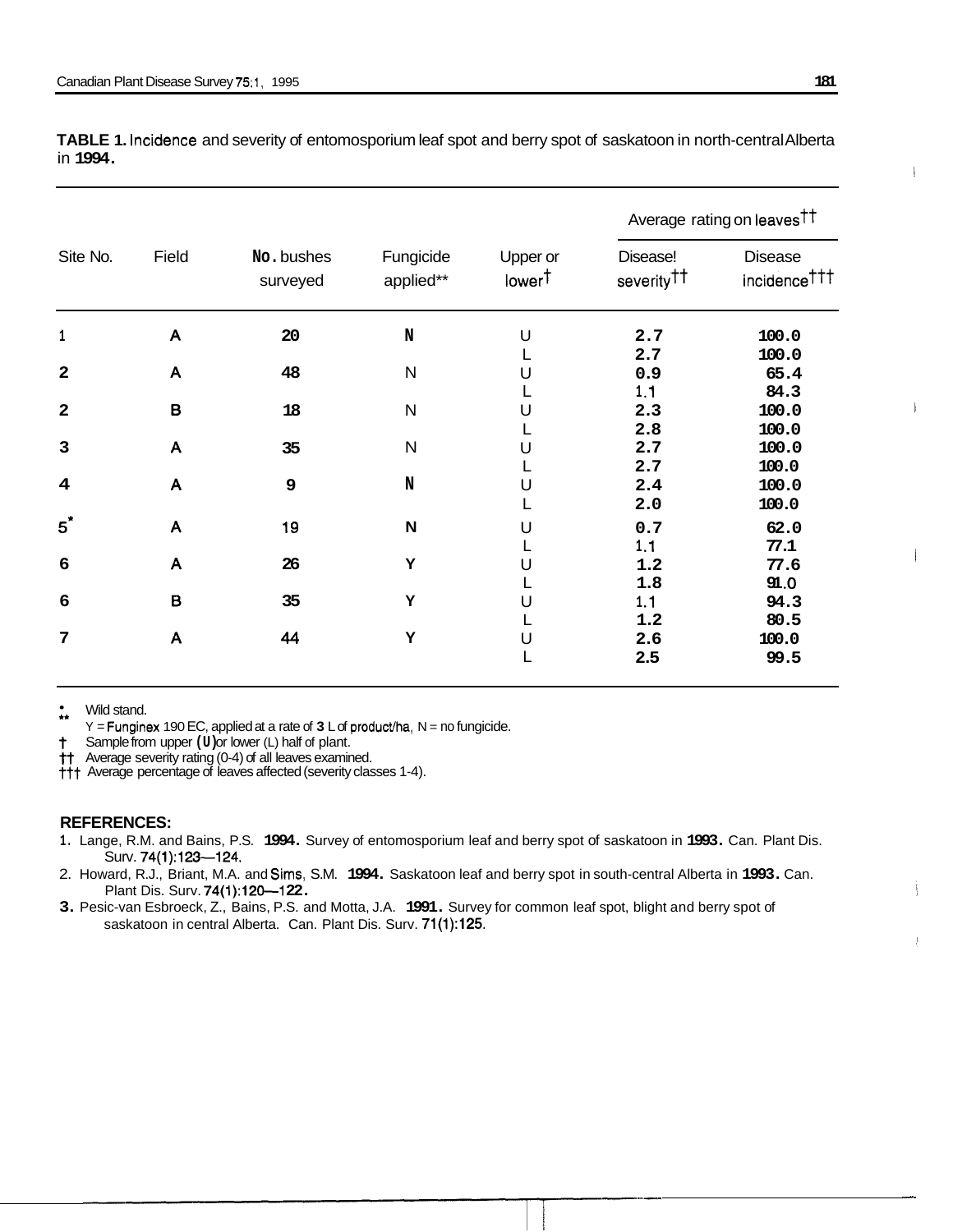**TABLE 1.** Incidence and severity of entomosporium leaf spot and berry spot of saskatoon in north-central Alberta in **1994.**

| Site No. | Field | No. bushes surveyed | Fungicide applied** | Upper or lower† | Average rating on leaves†† | |
|---|---|---|---|---|---|---|
| | | | | | Disease! severity†† | Disease incidence††† |
| 1 | A | 20 | N | U | 2.7 | 100.0 |
| | | | | L | 2.7 | 100.0 |
| 2 | A | 48 | N | U | 0.9 | 65.4 |
| | | | | L | 1.1 | 84.3 |
| 2 | B | 18 | N | U | 2.3 | 100.0 |
| | | | | L | 2.8 | 100.0 |
| 3 | A | 35 | N | U | 2.7 | 100.0 |
| | | | | L | 2.7 | 100.0 |
| 4 | A | 9 | N | U | 2.4 | 100.0 |
| | | | | L | 2.0 | 100.0 |
| 5* | A | 19 | N | U | 0.7 | 62.0 |
| | | | | L | 1.1 | 77.1 |
| 6 | A | 26 | Y | U | 1.2 | 77.6 |
| | | | | L | 1.8 | 91.0 |
| 6 | B | 35 | Y | U | 1.1 | 94.3 |
| | | | | L | 1.2 | 80.5 |
| 7 | A | 44 | Y | U | 2.6 | 100.0 |
| | | | | L | 2.5 | 99.5 |

\* Wild stand.
** Y = Funginex 190 EC, applied at a rate of 3 L of product/ha, N = no fungicide.
† Sample from upper (U) or lower (L) half of plant.
†† Average severity rating (0-4) of all leaves examined.
††† Average percentage of leaves affected (severity classes 1-4).

**REFERENCES:**

1. Lange, R.M. and Bains, P.S. **1994.** Survey of entomosporium leaf and berry spot of saskatoon in **1993.** Can. Plant Dis. Surv. 74(1):123—124.
2. Howard, R.J., Briant, M.A. and Sims, S.M. **1994.** Saskatoon leaf and berry spot in south-central Alberta in **1993.** Can. Plant Dis. Surv. 74(1):120—122.
3. Pesic-van Esbroeck, Z., Bains, P.S. and Motta, J.A. **1991.** Survey for common leaf spot, blight and berry spot of saskatoon in central Alberta. Can. Plant Dis. Surv. 71(1):125.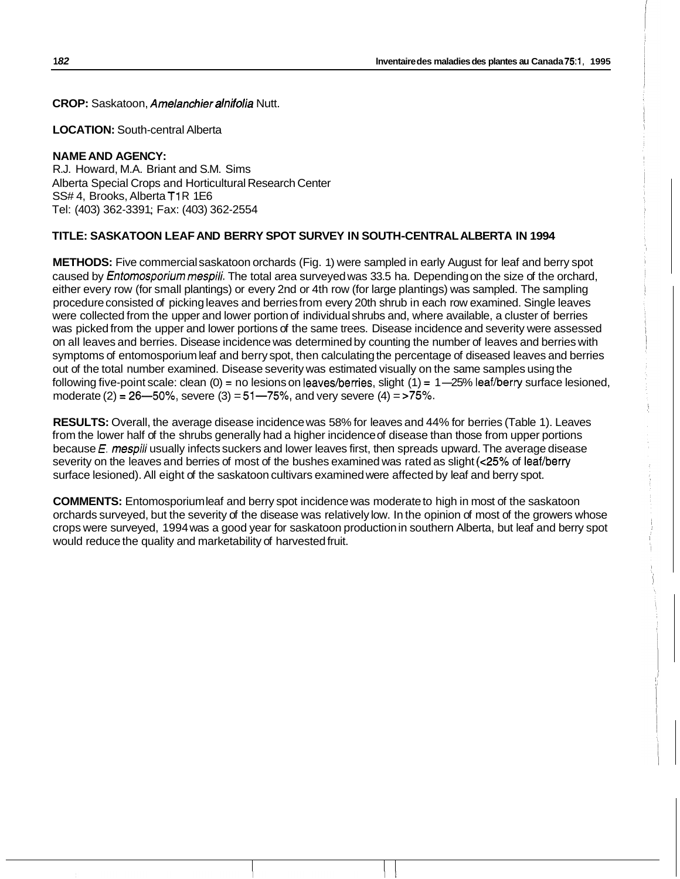**CROP:** Saskatoon, *Amelanchier alnifolia* Nutt.

**LOCATION:** South-central Alberta

**NAME AND AGENCY:**
R.J. Howard, M.A. Briant and S.M. Sims
Alberta Special Crops and Horticultural Research Center
SS# 4, Brooks, Alberta T1R 1E6
Tel: (403) 362-3391; Fax: (403) 362-2554

**TITLE: SASKATOON LEAF AND BERRY SPOT SURVEY IN SOUTH-CENTRAL ALBERTA IN 1994**

**METHODS:** Five commercial saskatoon orchards (Fig. 1) were sampled in early August for leaf and berry spot caused by *Entomosporium mespili*. The total area surveyed was 33.5 ha. Depending on the size of the orchard, either every row (for small plantings) or every 2nd or 4th row (for large plantings) was sampled. The sampling procedure consisted of picking leaves and berries from every 20th shrub in each row examined. Single leaves were collected from the upper and lower portion of individual shrubs and, where available, a cluster of berries was picked from the upper and lower portions of the same trees. Disease incidence and severity were assessed on all leaves and berries. Disease incidence was determined by counting the number of leaves and berries with symptoms of entomosporium leaf and berry spot, then calculating the percentage of diseased leaves and berries out of the total number examined. Disease severity was estimated visually on the same samples using the following five-point scale: clean (0) = no lesions on leaves/berries, slight (1) = 1—25% leaf/berry surface lesioned, moderate (2) = 26—50%, severe (3) = 51—75%, and very severe (4) = >75%.

**RESULTS:** Overall, the average disease incidence was 58% for leaves and 44% for berries (Table 1). Leaves from the lower half of the shrubs generally had a higher incidence of disease than those from upper portions because *E. mespili* usually infects suckers and lower leaves first, then spreads upward. The average disease severity on the leaves and berries of most of the bushes examined was rated as slight (<25% of leaf/berry surface lesioned). All eight of the saskatoon cultivars examined were affected by leaf and berry spot.

**COMMENTS:** Entomosporium leaf and berry spot incidence was moderate to high in most of the saskatoon orchards surveyed, but the severity of the disease was relatively low. In the opinion of most of the growers whose crops were surveyed, 1994 was a good year for saskatoon production in southern Alberta, but leaf and berry spot would reduce the quality and marketability of harvested fruit.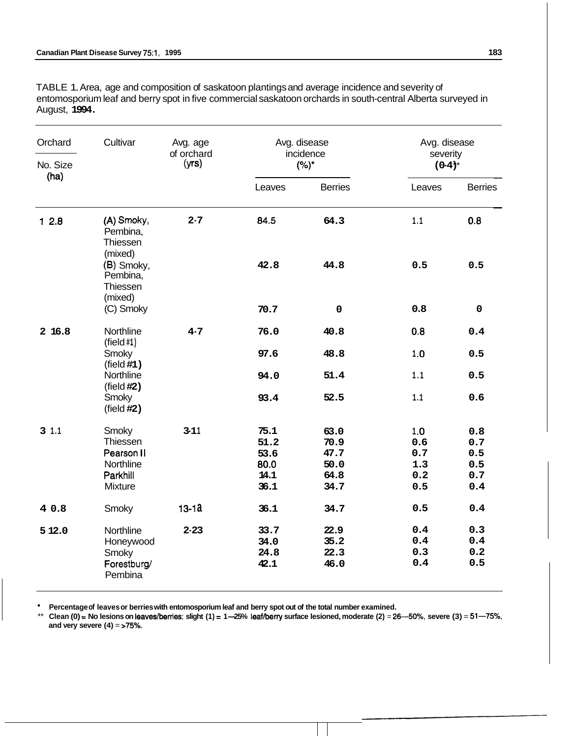TABLE 1. Area, age and composition of saskatoon plantings and average incidence and severity of entomosporium leaf and berry spot in five commercial saskatoon orchards in south-central Alberta surveyed in August, 1994.

| Orchard No. | Size (ha) | Cultivar | Avg. age of orchard (yrs) | Avg. disease incidence (%)* | | Avg. disease severity (0-4)** | |
|---|---|---|---|---|---|---|---|
| | | | | Leaves | Berries | Leaves | Berries |
| 1 | 2.8 | (A) Smoky, Pembina, Thiessen (mixed) | 2-7 | 84.5 | 64.3 | 1.1 | 0.8 |
| | | (B) Smoky, Pembina, Thiessen (mixed) | | 42.8 | 44.8 | 0.5 | 0.5 |
| | | (C) Smoky | | 70.7 | 0 | 0.8 | 0 |
| 2 | 16.8 | Northline (field #1) | 4-7 | 76.0 | 40.8 | 0.8 | 0.4 |
| | | Smoky (field #1) | | 97.6 | 48.8 | 1.0 | 0.5 |
| | | Northline (field #2) | | 94.0 | 51.4 | 1.1 | 0.5 |
| | | Smoky (field #2) | | 93.4 | 52.5 | 1.1 | 0.6 |
| 3 | 1.1 | Smoky | 3-11 | 75.1 | 63.0 | 1.0 | 0.8 |
| | | Thiessen | | 51.2 | 70.9 | 0.6 | 0.7 |
| | | Pearson II | | 53.6 | 47.7 | 0.7 | 0.5 |
| | | Northline | | 80.0 | 50.0 | 1.3 | 0.5 |
| | | Parkhill | | 14.1 | 64.8 | 0.2 | 0.7 |
| | | Mixture | | 36.1 | 34.7 | 0.5 | 0.4 |
| 4 | 0.8 | Smoky | 13-18 | 36.1 | 34.7 | 0.5 | 0.4 |
| 5 | 12.0 | Northline | 2-23 | 33.7 | 22.9 | 0.4 | 0.3 |
| | | Honeywood | | 34.0 | 35.2 | 0.4 | 0.4 |
| | | Smoky | | 24.8 | 22.3 | 0.3 | 0.2 |
| | | Forestburg/ Pembina | | 42.1 | 46.0 | 0.4 | 0.5 |

\* **Percentage of leaves or berries with entomosporium leaf and berry spot out of the total number examined.**

\*\* **Clean (0) = No lesions on leaves/berries; slight (1) = 1—25% leaf/berry surface lesioned, moderate (2) = 26—50%, severe (3) = 51—75%, and very severe (4) = >75%.**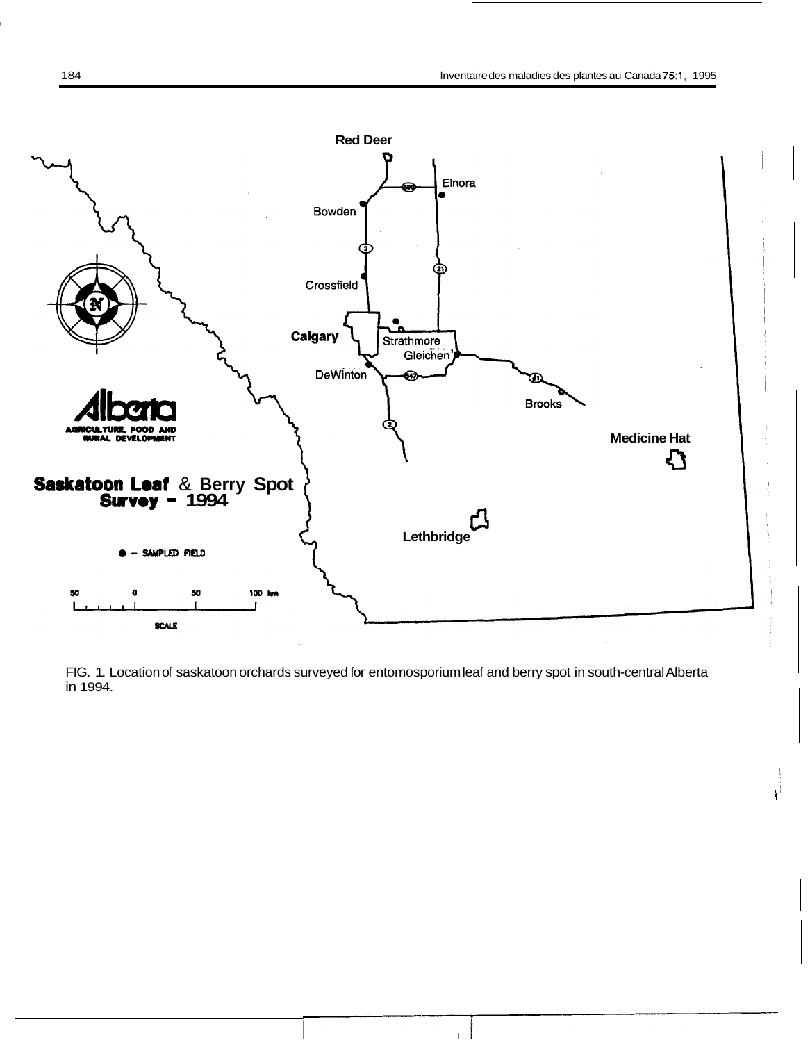Red Deer

Elnora

Bowden

Crossfield

Calgary

Strathmore

Gleichen

DeWinton

Brooks

Medicine Hat

Lethbridge

Alberta

AGRICULTURE, FOOD AND RURAL DEVELOPMENT

**Saskatoon Leaf & Berry Spot Survey - 1994**

● - SAMPLED FIELD

50 0 50 100 km

SCALE

FIG. 1. Location of saskatoon orchards surveyed for entomosporium leaf and berry spot in south-central Alberta in 1994.